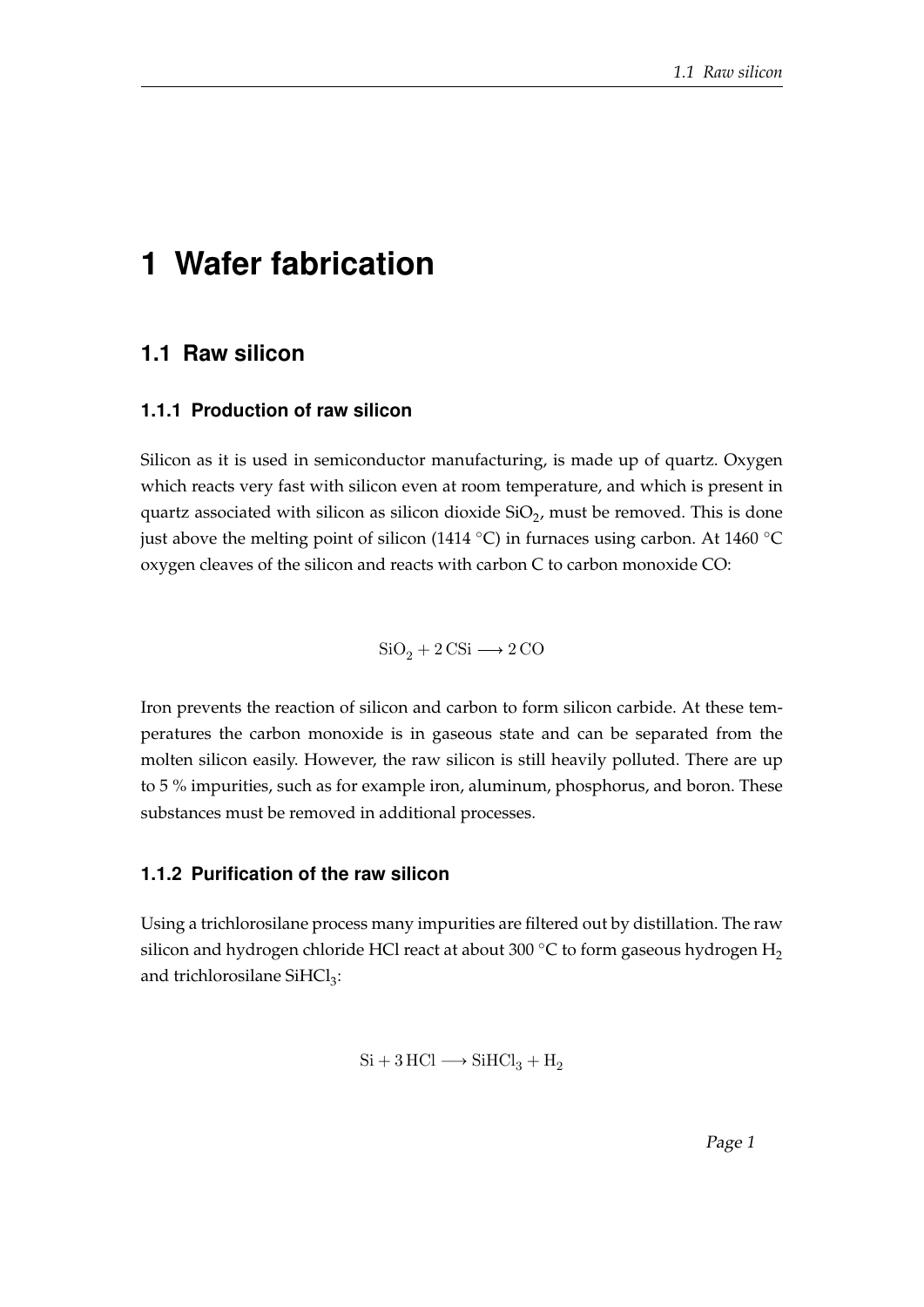# 1 Wafer fabrication

## 1.1 Raw silicon

### 1.1.1 Production of raw silicon

Silicon as it is used in semiconductor manufacturing, is made up of quartz. Oxygen which reacts very fast with silicon even at room temperature, and which is present in quartz associated with silicon as silicon dioxide $SiO_2$, must be removed. This is done just above the melting point of silicon (1414 °C) in furnaces using carbon. At 1460 °C oxygen cleaves of the silicon and reacts with carbon C to carbon monoxide CO:

$$\mathrm{SiO_2 + 2\,CSi \longrightarrow 2\,CO}$$

Iron prevents the reaction of silicon and carbon to form silicon carbide. At these temperatures the carbon monoxide is in gaseous state and can be separated from the molten silicon easily. However, the raw silicon is still heavily polluted. There are up to 5 % impurities, such as for example iron, aluminum, phosphorus, and boron. These substances must be removed in additional processes.

### 1.1.2 Purification of the raw silicon

Using a trichlorosilane process many impurities are filtered out by distillation. The raw silicon and hydrogen chloride HCl react at about 300 °C to form gaseous hydrogen $H_2$ and trichlorosilane $SiHCl_3$:

$$\mathrm{Si + 3\,HCl \longrightarrow SiHCl_3 + H_2}$$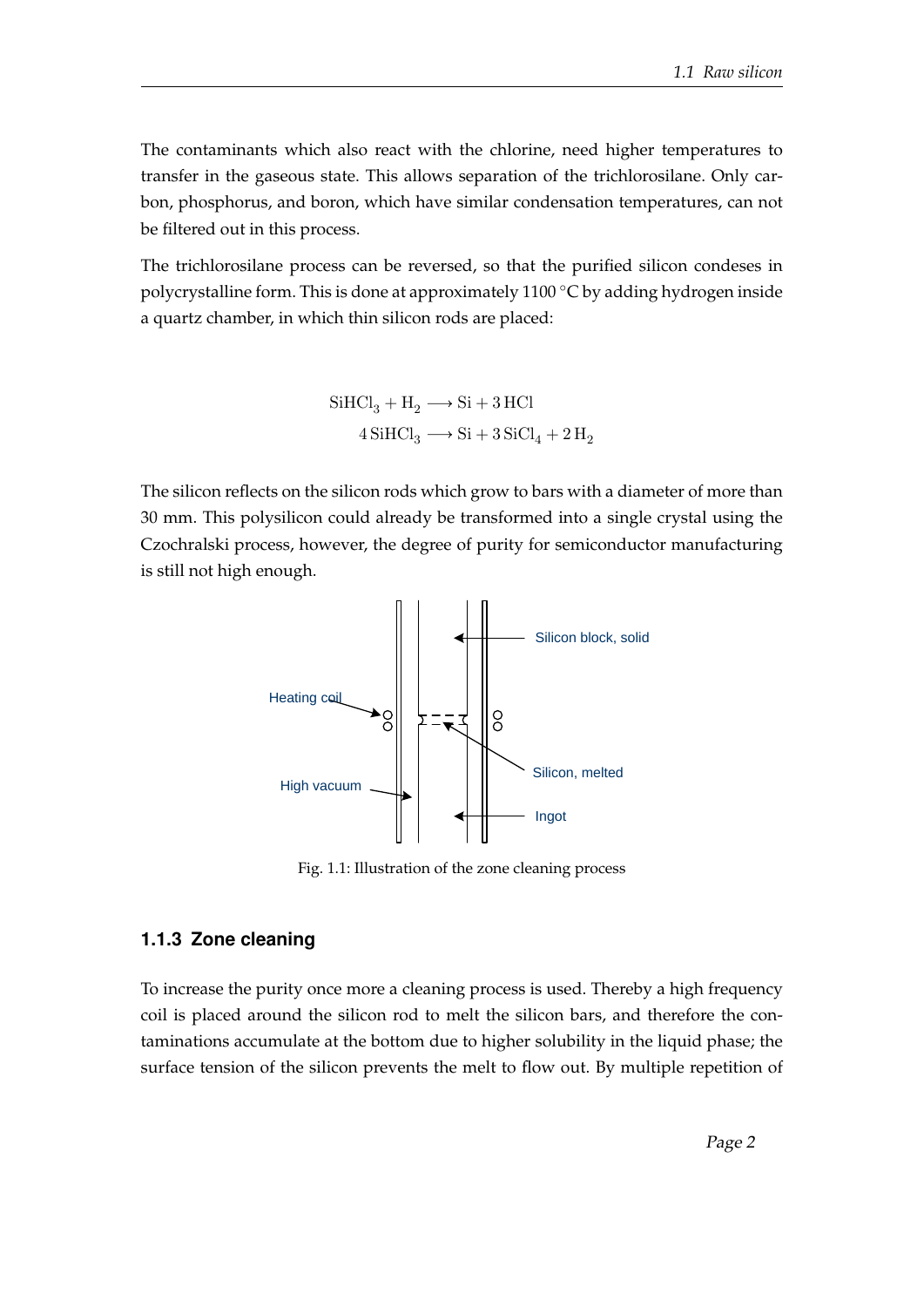The contaminants which also react with the chlorine, need higher temperatures to transfer in the gaseous state. This allows separation of the trichlorosilane. Only carbon, phosphorus, and boron, which have similar condensation temperatures, can not be filtered out in this process.

The trichlorosilane process can be reversed, so that the purified silicon condeses in polycrystalline form. This is done at approximately 1100 °C by adding hydrogen inside a quartz chamber, in which thin silicon rods are placed:

$$\mathrm{SiHCl_3} + \mathrm{H_2} \longrightarrow \mathrm{Si} + 3\,\mathrm{HCl}$$
$$4\,\mathrm{SiHCl_3} \longrightarrow \mathrm{Si} + 3\,\mathrm{SiCl_4} + 2\,\mathrm{H_2}$$

The silicon reflects on the silicon rods which grow to bars with a diameter of more than 30 mm. This polysilicon could already be transformed into a single crystal using the Czochralski process, however, the degree of purity for semiconductor manufacturing is still not high enough.

Heating coil

High vacuum

Silicon block, solid

Silicon, melted

Ingot

Fig. 1.1: Illustration of the zone cleaning process

### 1.1.3 Zone cleaning

To increase the purity once more a cleaning process is used. Thereby a high frequency coil is placed around the silicon rod to melt the silicon bars, and therefore the contaminations accumulate at the bottom due to higher solubility in the liquid phase; the surface tension of the silicon prevents the melt to flow out. By multiple repetition of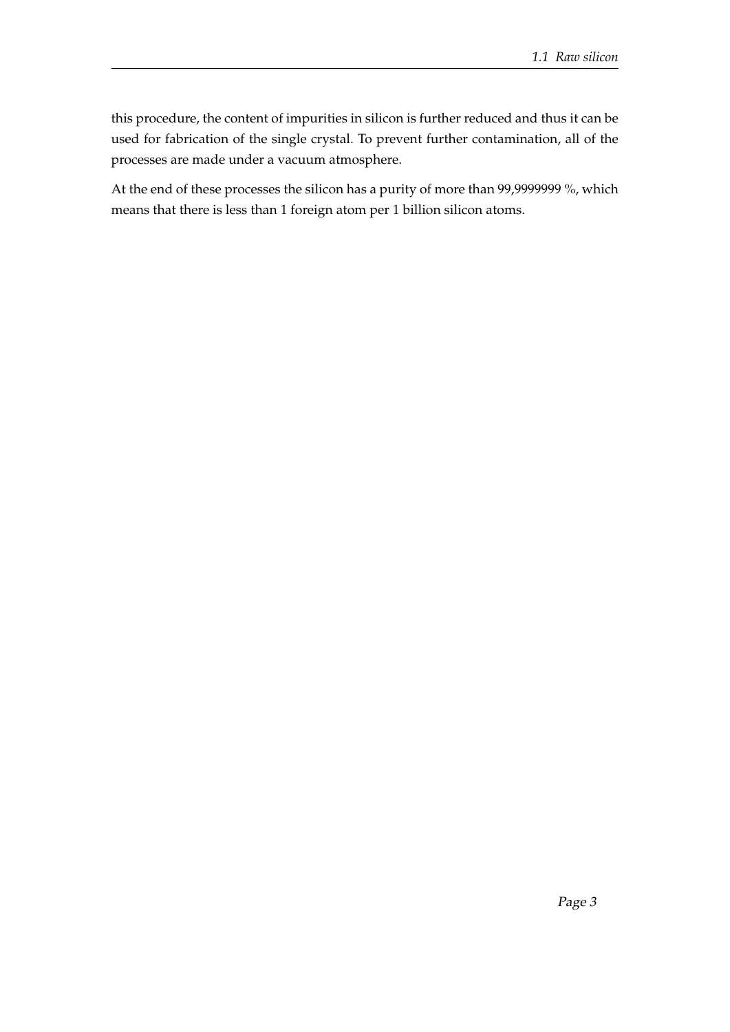this procedure, the content of impurities in silicon is further reduced and thus it can be used for fabrication of the single crystal. To prevent further contamination, all of the processes are made under a vacuum atmosphere.

At the end of these processes the silicon has a purity of more than 99,9999999 %, which means that there is less than 1 foreign atom per 1 billion silicon atoms.